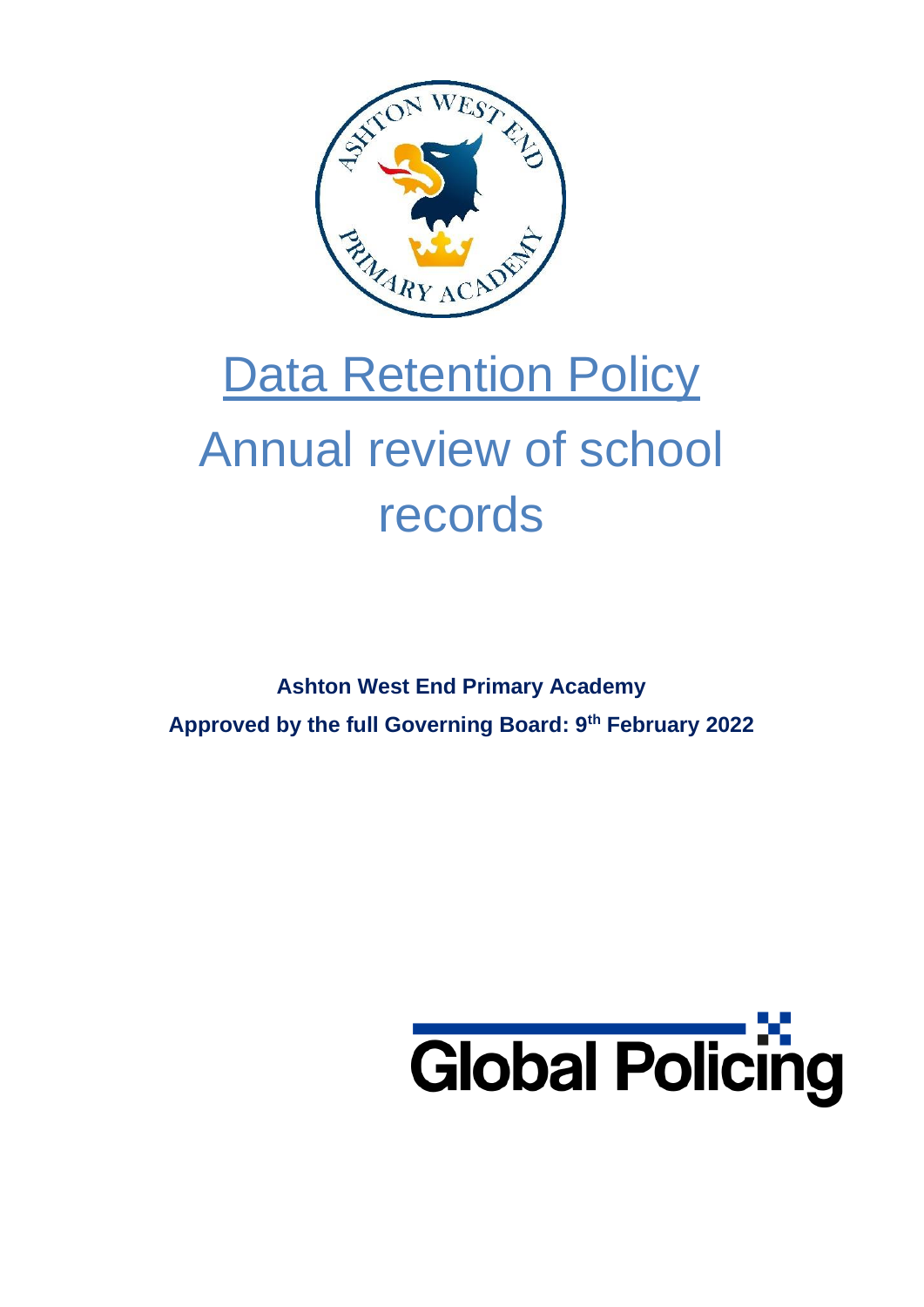# Data Retention Policy

# Annual review of school records

**Ashton West End Primary Academy**

**Approved by the full Governing Board: 9th February 2022**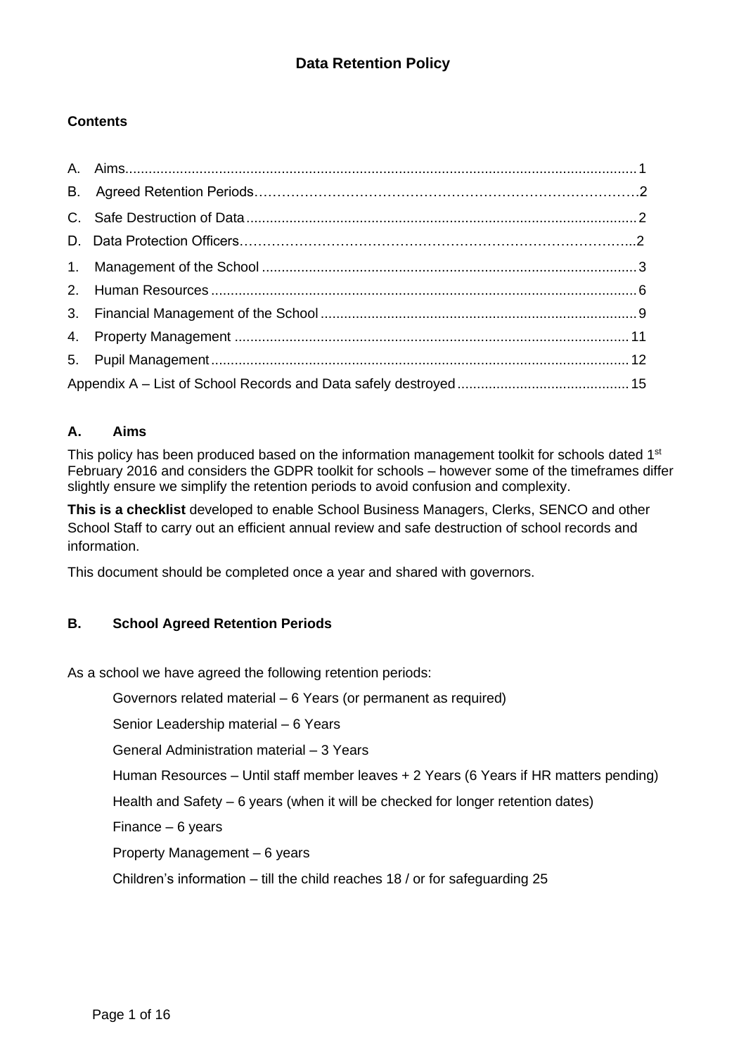# Data Retention Policy

**Contents**

A. Aims....1
B. Agreed Retention Periods....2
C. Safe Destruction of Data....2
D. Data Protection Officers....2
1. Management of the School....3
2. Human Resources....6
3. Financial Management of the School....9
4. Property Management....11
5. Pupil Management....12

Appendix A – List of School Records and Data safely destroyed....15

## A. Aims

This policy has been produced based on the information management toolkit for schools dated 1st February 2016 and considers the GDPR toolkit for schools – however some of the timeframes differ slightly ensure we simplify the retention periods to avoid confusion and complexity.

**This is a checklist** developed to enable School Business Managers, Clerks, SENCO and other School Staff to carry out an efficient annual review and safe destruction of school records and information.

This document should be completed once a year and shared with governors.

## B. School Agreed Retention Periods

As a school we have agreed the following retention periods:

Governors related material – 6 Years (or permanent as required)

Senior Leadership material – 6 Years

General Administration material – 3 Years

Human Resources – Until staff member leaves + 2 Years (6 Years if HR matters pending)

Health and Safety – 6 years (when it will be checked for longer retention dates)

Finance – 6 years

Property Management – 6 years

Children's information – till the child reaches 18 / or for safeguarding 25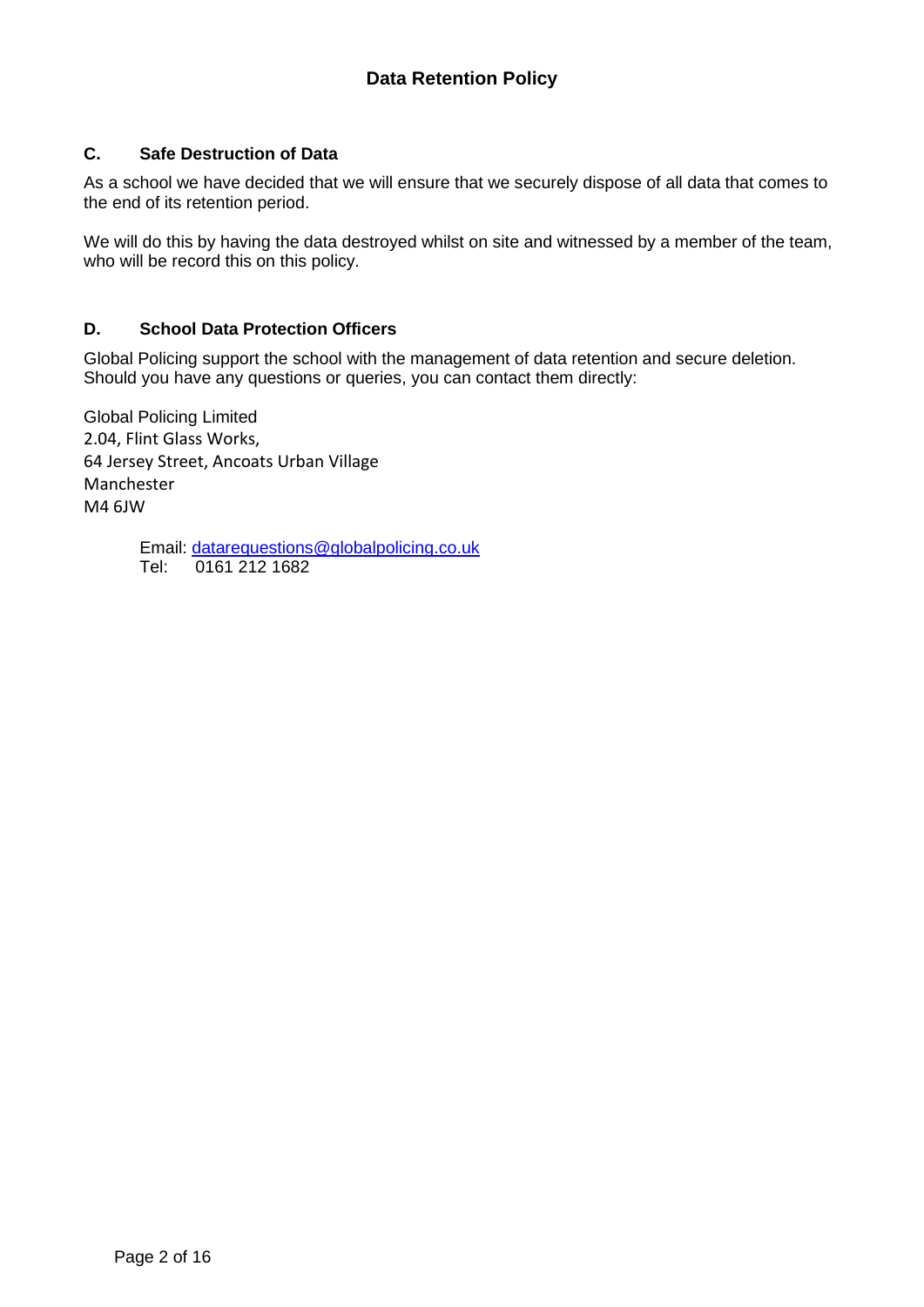### C. Safe Destruction of Data

As a school we have decided that we will ensure that we securely dispose of all data that comes to the end of its retention period.

We will do this by having the data destroyed whilst on site and witnessed by a member of the team, who will be record this on this policy.

### D. School Data Protection Officers

Global Policing support the school with the management of data retention and secure deletion. Should you have any questions or queries, you can contact them directly:

Global Policing Limited
2.04, Flint Glass Works,
64 Jersey Street, Ancoats Urban Village
Manchester
M4 6JW

Email: datarequestions@globalpolicing.co.uk
Tel: 0161 212 1682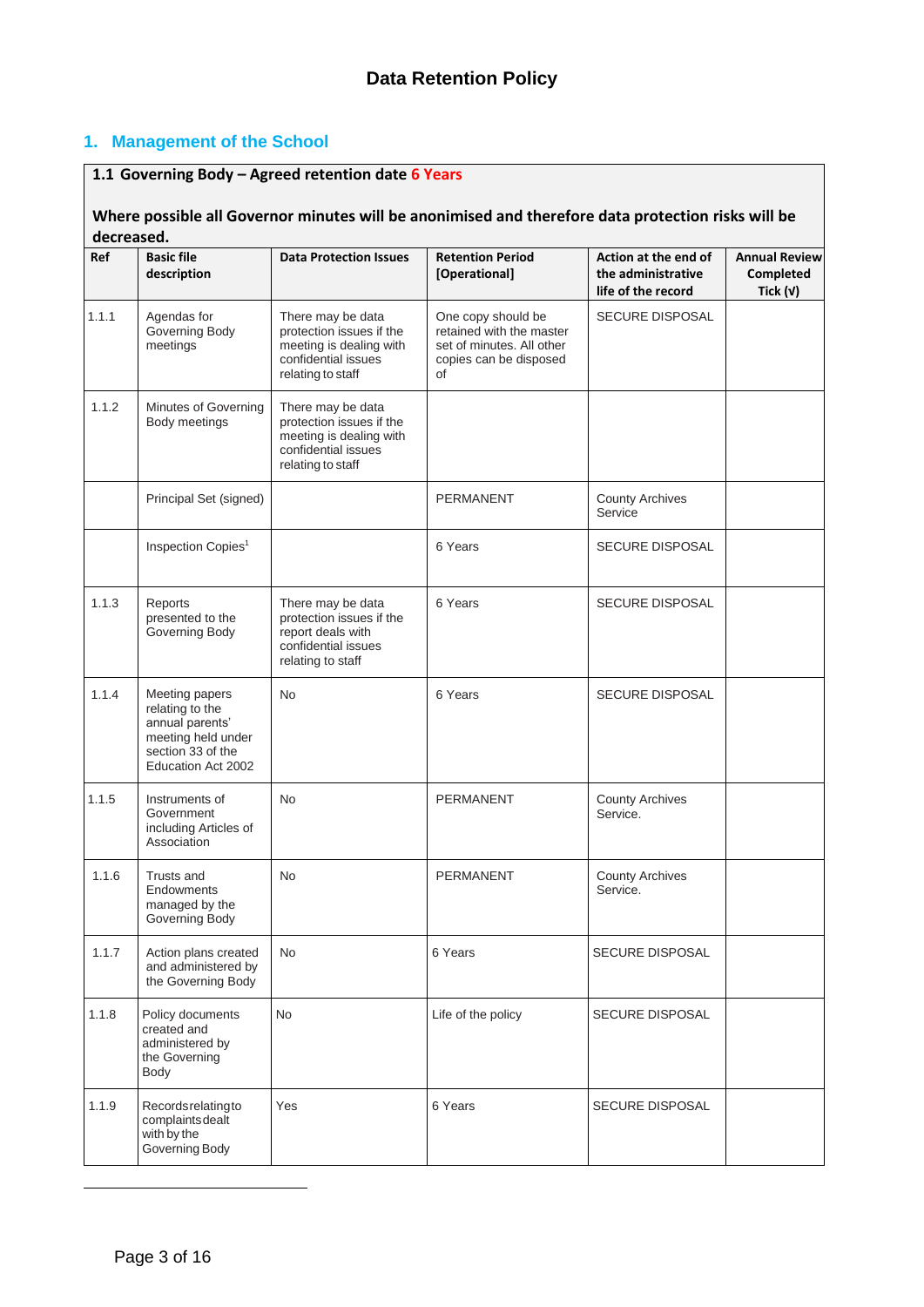# Data Retention Policy

## 1. Management of the School

| 1.1 Governing Body – Agreed retention date 6 Years<br><br>Where possible all Governor minutes will be anonimised and therefore data protection risks will be decreased. | | | | | |
|---|---|---|---|---|---|
| **Ref** | **Basic file description** | **Data Protection Issues** | **Retention Period [Operational]** | **Action at the end of the administrative life of the record** | **Annual Review Completed Tick (√)** |
| 1.1.1 | Agendas for Governing Body meetings | There may be data protection issues if the meeting is dealing with confidential issues relating to staff | One copy should be retained with the master set of minutes. All other copies can be disposed of | SECURE DISPOSAL | |
| 1.1.2 | Minutes of Governing Body meetings | There may be data protection issues if the meeting is dealing with confidential issues relating to staff | | | |
| | Principal Set (signed) | | PERMANENT | County Archives Service | |
| | Inspection Copies[1] | | 6 Years | SECURE DISPOSAL | |
| 1.1.3 | Reports presented to the Governing Body | There may be data protection issues if the report deals with confidential issues relating to staff | 6 Years | SECURE DISPOSAL | |
| 1.1.4 | Meeting papers relating to the annual parents' meeting held under section 33 of the Education Act 2002 | No | 6 Years | SECURE DISPOSAL | |
| 1.1.5 | Instruments of Government including Articles of Association | No | PERMANENT | County Archives Service. | |
| 1.1.6 | Trusts and Endowments managed by the Governing Body | No | PERMANENT | County Archives Service. | |
| 1.1.7 | Action plans created and administered by the Governing Body | No | 6 Years | SECURE DISPOSAL | |
| 1.1.8 | Policy documents created and administered by the Governing Body | No | Life of the policy | SECURE DISPOSAL | |
| 1.1.9 | Records relating to complaints dealt with by the Governing Body | Yes | 6 Years | SECURE DISPOSAL | |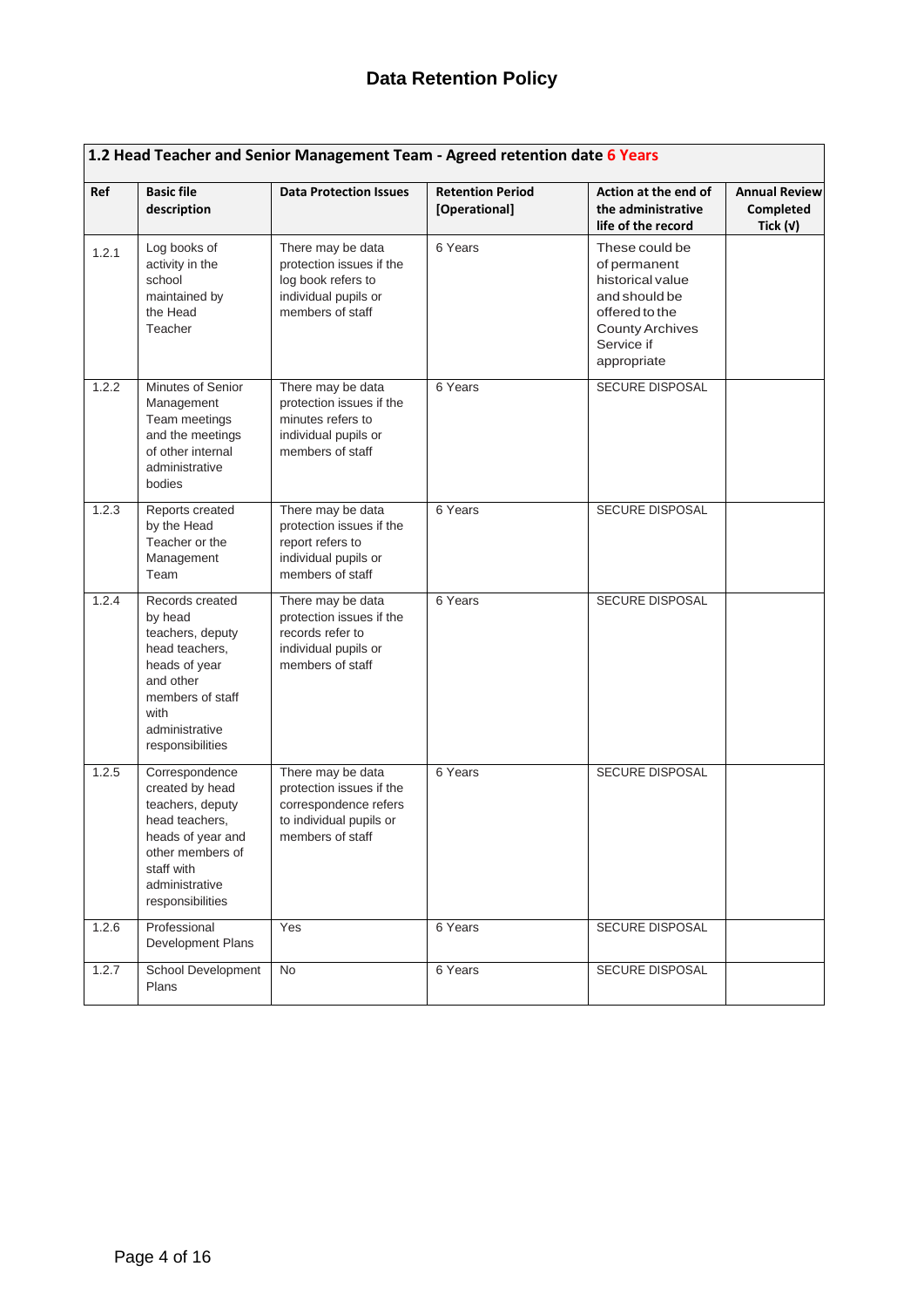# Data Retention Policy

| 1.2 Head Teacher and Senior Management Team - Agreed retention date 6 Years | | | | | |
|---|---|---|---|---|---|
| **Ref** | **Basic file description** | **Data Protection Issues** | **Retention Period [Operational]** | **Action at the end of the administrative life of the record** | **Annual Review Completed Tick (√)** |
| 1.2.1 | Log books of activity in the school maintained by the Head Teacher | There may be data protection issues if the log book refers to individual pupils or members of staff | 6 Years | These could be of permanent historical value and should be offered to the County Archives Service if appropriate | |
| 1.2.2 | Minutes of Senior Management Team meetings and the meetings of other internal administrative bodies | There may be data protection issues if the minutes refers to individual pupils or members of staff | 6 Years | SECURE DISPOSAL | |
| 1.2.3 | Reports created by the Head Teacher or the Management Team | There may be data protection issues if the report refers to individual pupils or members of staff | 6 Years | SECURE DISPOSAL | |
| 1.2.4 | Records created by head teachers, deputy head teachers, heads of year and other members of staff with administrative responsibilities | There may be data protection issues if the records refer to individual pupils or members of staff | 6 Years | SECURE DISPOSAL | |
| 1.2.5 | Correspondence created by head teachers, deputy head teachers, heads of year and other members of staff with administrative responsibilities | There may be data protection issues if the correspondence refers to individual pupils or members of staff | 6 Years | SECURE DISPOSAL | |
| 1.2.6 | Professional Development Plans | Yes | 6 Years | SECURE DISPOSAL | |
| 1.2.7 | School Development Plans | No | 6 Years | SECURE DISPOSAL | |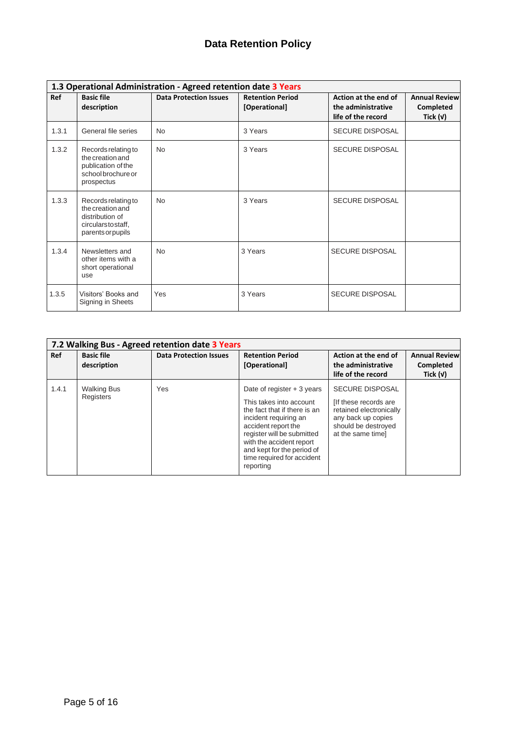## Data Retention Policy

| 1.3 Operational Administration - Agreed retention date 3 Years | | | | | |
|---|---|---|---|---|---|
| **Ref** | **Basic file description** | **Data Protection Issues** | **Retention Period [Operational]** | **Action at the end of the administrative life of the record** | **Annual Review Completed Tick (√)** |
| 1.3.1 | General file series | No | 3 Years | SECURE DISPOSAL | |
| 1.3.2 | Records relating to the creation and publication of the school brochure or prospectus | No | 3 Years | SECURE DISPOSAL | |
| 1.3.3 | Records relating to the creation and distribution of circulars to staff, parents or pupils | No | 3 Years | SECURE DISPOSAL | |
| 1.3.4 | Newsletters and other items with a short operational use | No | 3 Years | SECURE DISPOSAL | |
| 1.3.5 | Visitors' Books and Signing in Sheets | Yes | 3 Years | SECURE DISPOSAL | |

| 7.2 Walking Bus - Agreed retention date 3 Years | | | | | |
|---|---|---|---|---|---|
| **Ref** | **Basic file description** | **Data Protection Issues** | **Retention Period [Operational]** | **Action at the end of the administrative life of the record** | **Annual Review Completed Tick (√)** |
| 1.4.1 | Walking Bus Registers | Yes | Date of register + 3 years<br><br>This takes into account the fact that if there is an incident requiring an accident report the register will be submitted with the accident report and kept for the period of time required for accident reporting | SECURE DISPOSAL<br><br>[If these records are retained electronically any back up copies should be destroyed at the same time] | |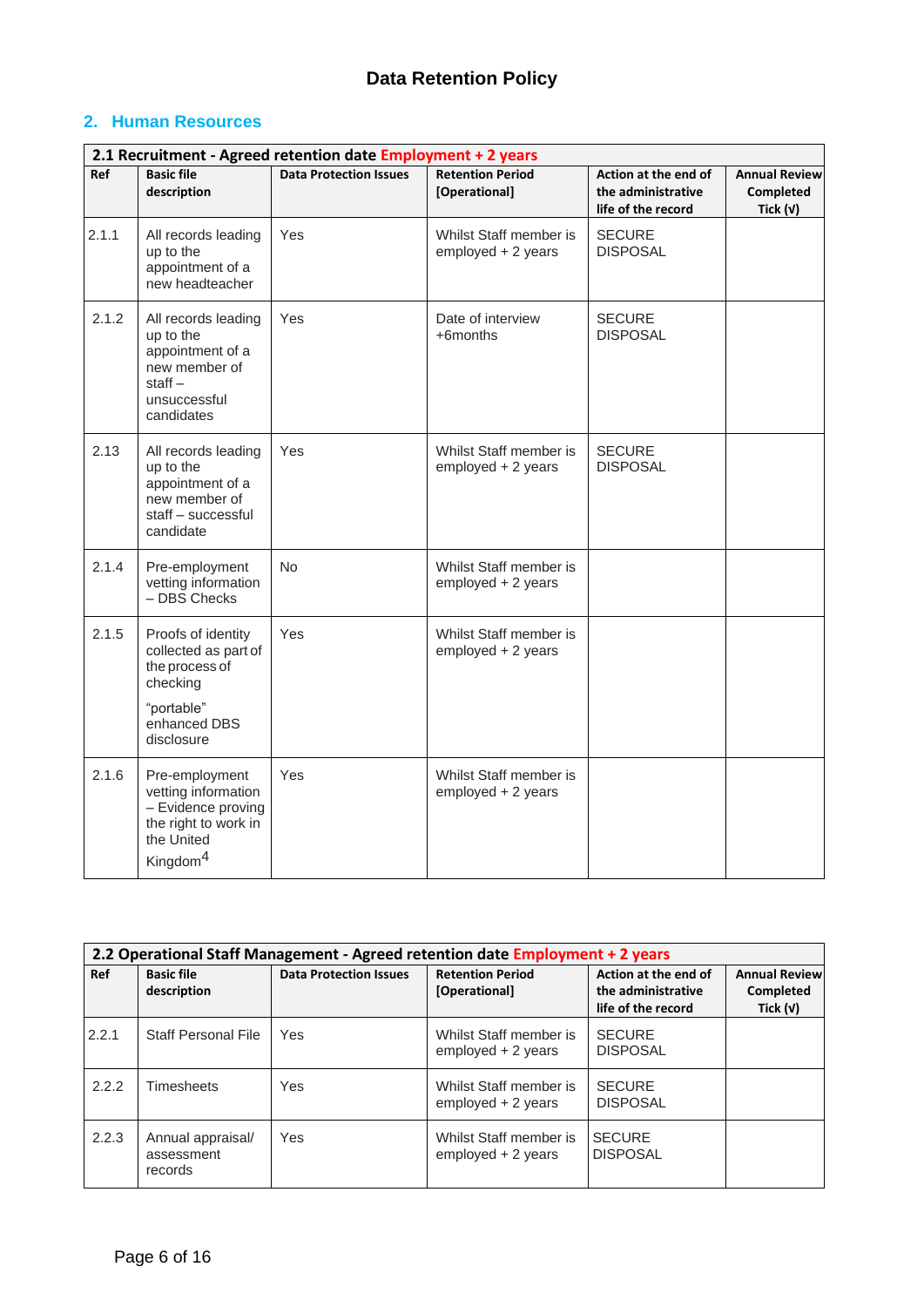# Data Retention Policy

## 2. Human Resources

| 2.1 Recruitment - Agreed retention date Employment + 2 years | | | | | |
|---|---|---|---|---|---|
| **Ref** | **Basic file description** | **Data Protection Issues** | **Retention Period [Operational]** | **Action at the end of the administrative life of the record** | **Annual Review Completed Tick (√)** |
| 2.1.1 | All records leading up to the appointment of a new headteacher | Yes | Whilst Staff member is employed + 2 years | SECURE DISPOSAL | |
| 2.1.2 | All records leading up to the appointment of a new member of staff – unsuccessful candidates | Yes | Date of interview +6months | SECURE DISPOSAL | |
| 2.13 | All records leading up to the appointment of a new member of staff – successful candidate | Yes | Whilst Staff member is employed + 2 years | SECURE DISPOSAL | |
| 2.1.4 | Pre-employment vetting information – DBS Checks | No | Whilst Staff member is employed + 2 years | | |
| 2.1.5 | Proofs of identity collected as part of the process of checking "portable" enhanced DBS disclosure | Yes | Whilst Staff member is employed + 2 years | | |
| 2.1.6 | Pre-employment vetting information – Evidence proving the right to work in the United Kingdom[4] | Yes | Whilst Staff member is employed + 2 years | | |

| 2.2 Operational Staff Management - Agreed retention date Employment + 2 years | | | | | |
|---|---|---|---|---|---|
| **Ref** | **Basic file description** | **Data Protection Issues** | **Retention Period [Operational]** | **Action at the end of the administrative life of the record** | **Annual Review Completed Tick (√)** |
| 2.2.1 | Staff Personal File | Yes | Whilst Staff member is employed + 2 years | SECURE DISPOSAL | |
| 2.2.2 | Timesheets | Yes | Whilst Staff member is employed + 2 years | SECURE DISPOSAL | |
| 2.2.3 | Annual appraisal/ assessment records | Yes | Whilst Staff member is employed + 2 years | SECURE DISPOSAL | |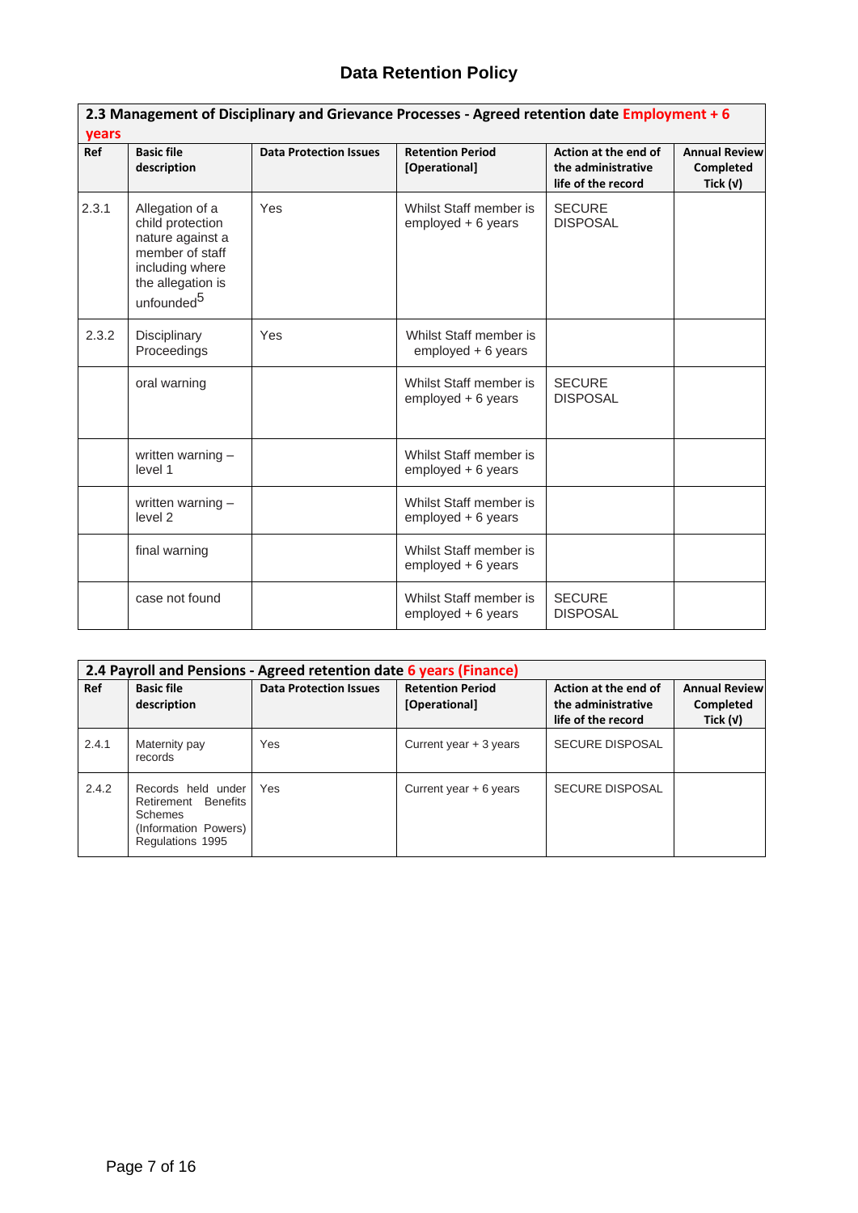# Data Retention Policy

| 2.3 Management of Disciplinary and Grievance Processes - Agreed retention date Employment + 6 years | | | | | |
|---|---|---|---|---|---|
| **Ref** | **Basic file description** | **Data Protection Issues** | **Retention Period [Operational]** | **Action at the end of the administrative life of the record** | **Annual Review Completed Tick (√)** |
| 2.3.1 | Allegation of a child protection nature against a member of staff including where the allegation is unfounded[5] | Yes | Whilst Staff member is employed + 6 years | SECURE DISPOSAL | |
| 2.3.2 | Disciplinary Proceedings | Yes | Whilst Staff member is employed + 6 years | | |
| | oral warning | | Whilst Staff member is employed + 6 years | SECURE DISPOSAL | |
| | written warning – level 1 | | Whilst Staff member is employed + 6 years | | |
| | written warning – level 2 | | Whilst Staff member is employed + 6 years | | |
| | final warning | | Whilst Staff member is employed + 6 years | | |
| | case not found | | Whilst Staff member is employed + 6 years | SECURE DISPOSAL | |

| 2.4 Payroll and Pensions - Agreed retention date 6 years (Finance) | | | | | |
|---|---|---|---|---|---|
| **Ref** | **Basic file description** | **Data Protection Issues** | **Retention Period [Operational]** | **Action at the end of the administrative life of the record** | **Annual Review Completed Tick (√)** |
| 2.4.1 | Maternity pay records | Yes | Current year + 3 years | SECURE DISPOSAL | |
| 2.4.2 | Records held under Retirement Benefits Schemes (Information Powers) Regulations 1995 | Yes | Current year + 6 years | SECURE DISPOSAL | |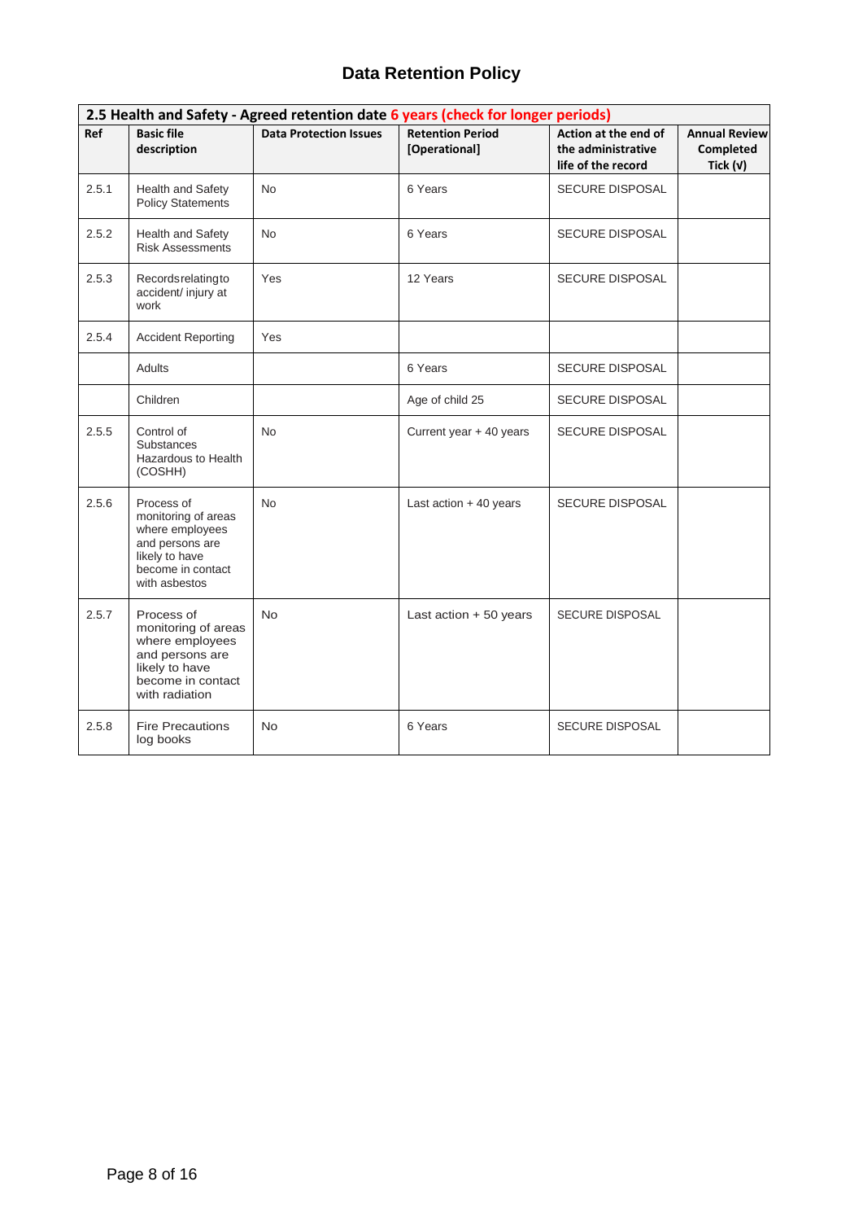# Data Retention Policy

| 2.5 Health and Safety - Agreed retention date 6 years (check for longer periods) | | | | | |
|---|---|---|---|---|---|
| **Ref** | **Basic file description** | **Data Protection Issues** | **Retention Period [Operational]** | **Action at the end of the administrative life of the record** | **Annual Review Completed Tick (√)** |
| 2.5.1 | Health and Safety Policy Statements | No | 6 Years | SECURE DISPOSAL | |
| 2.5.2 | Health and Safety Risk Assessments | No | 6 Years | SECURE DISPOSAL | |
| 2.5.3 | Records relating to accident/ injury at work | Yes | 12 Years | SECURE DISPOSAL | |
| 2.5.4 | Accident Reporting | Yes | | | |
| | Adults | | 6 Years | SECURE DISPOSAL | |
| | Children | | Age of child 25 | SECURE DISPOSAL | |
| 2.5.5 | Control of Substances Hazardous to Health (COSHH) | No | Current year + 40 years | SECURE DISPOSAL | |
| 2.5.6 | Process of monitoring of areas where employees and persons are likely to have become in contact with asbestos | No | Last action + 40 years | SECURE DISPOSAL | |
| 2.5.7 | Process of monitoring of areas where employees and persons are likely to have become in contact with radiation | No | Last action + 50 years | SECURE DISPOSAL | |
| 2.5.8 | Fire Precautions log books | No | 6 Years | SECURE DISPOSAL | |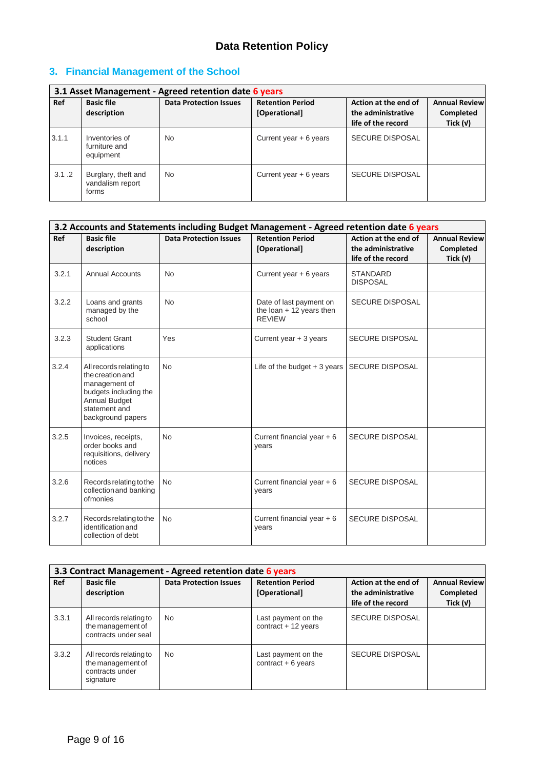# Data Retention Policy

## 3. Financial Management of the School

| 3.1 Asset Management - Agreed retention date 6 years | | | | | |
|---|---|---|---|---|---|
| **Ref** | **Basic file description** | **Data Protection Issues** | **Retention Period [Operational]** | **Action at the end of the administrative life of the record** | **Annual Review Completed Tick (√)** |
| 3.1.1 | Inventories of furniture and equipment | No | Current year + 6 years | SECURE DISPOSAL | |
| 3.1 .2 | Burglary, theft and vandalism report forms | No | Current year + 6 years | SECURE DISPOSAL | |

| 3.2 Accounts and Statements including Budget Management - Agreed retention date 6 years | | | | | |
|---|---|---|---|---|---|
| **Ref** | **Basic file description** | **Data Protection Issues** | **Retention Period [Operational]** | **Action at the end of the administrative life of the record** | **Annual Review Completed Tick (√)** |
| 3.2.1 | Annual Accounts | No | Current year + 6 years | STANDARD DISPOSAL | |
| 3.2.2 | Loans and grants managed by the school | No | Date of last payment on the loan + 12 years then REVIEW | SECURE DISPOSAL | |
| 3.2.3 | Student Grant applications | Yes | Current year + 3 years | SECURE DISPOSAL | |
| 3.2.4 | All records relating to the creation and management of budgets including the Annual Budget statement and background papers | No | Life of the budget + 3 years | SECURE DISPOSAL | |
| 3.2.5 | Invoices, receipts, order books and requisitions, delivery notices | No | Current financial year + 6 years | SECURE DISPOSAL | |
| 3.2.6 | Records relating to the collection and banking ofmonies | No | Current financial year + 6 years | SECURE DISPOSAL | |
| 3.2.7 | Records relating to the identification and collection of debt | No | Current financial year + 6 years | SECURE DISPOSAL | |

| 3.3 Contract Management - Agreed retention date 6 years | | | | | |
|---|---|---|---|---|---|
| **Ref** | **Basic file description** | **Data Protection Issues** | **Retention Period [Operational]** | **Action at the end of the administrative life of the record** | **Annual Review Completed Tick (√)** |
| 3.3.1 | All records relating to the management of contracts under seal | No | Last payment on the contract + 12 years | SECURE DISPOSAL | |
| 3.3.2 | All records relating to the management of contracts under signature | No | Last payment on the contract + 6 years | SECURE DISPOSAL | |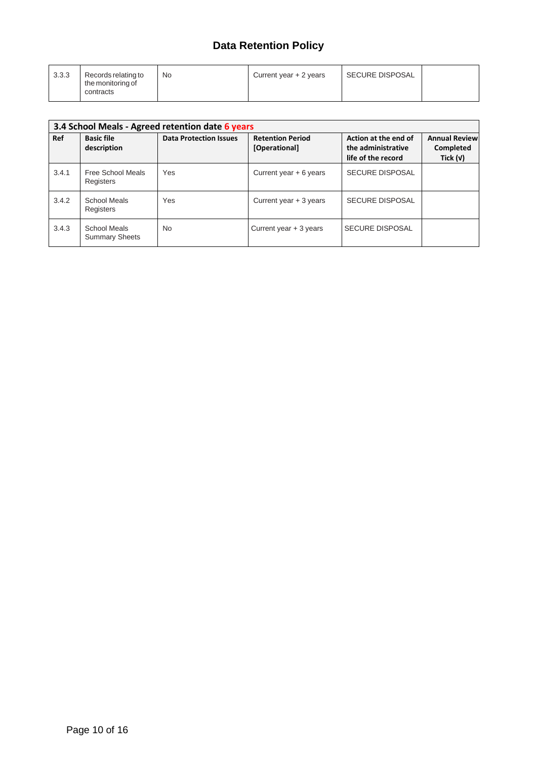| 3.3.3 | Records relating to the monitoring of contracts | No | Current year + 2 years | SECURE DISPOSAL | |
|---|---|---|---|---|---|

| 3.4 School Meals - Agreed retention date 6 years | | | | | |
|---|---|---|---|---|---|
| **Ref** | **Basic file description** | **Data Protection Issues** | **Retention Period [Operational]** | **Action at the end of the administrative life of the record** | **Annual Review Completed Tick (√)** |
| 3.4.1 | Free School Meals Registers | Yes | Current year + 6 years | SECURE DISPOSAL | |
| 3.4.2 | School Meals Registers | Yes | Current year + 3 years | SECURE DISPOSAL | |
| 3.4.3 | School Meals Summary Sheets | No | Current year + 3 years | SECURE DISPOSAL | |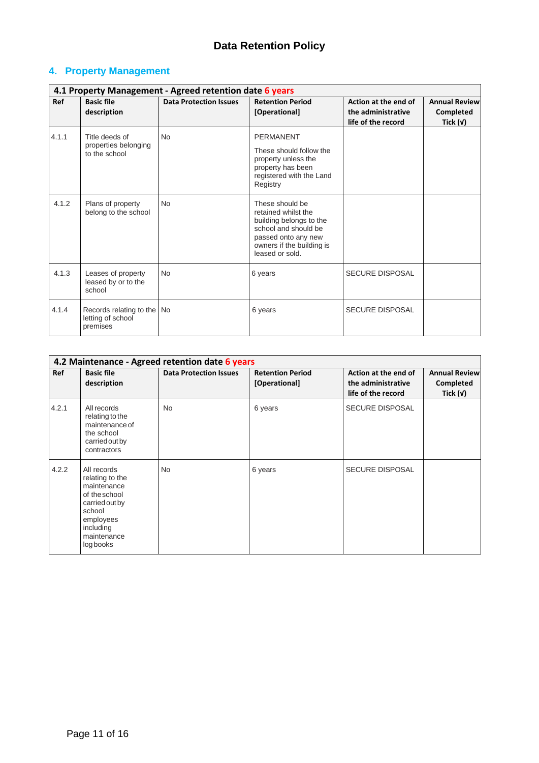## Data Retention Policy

### 4. Property Management

| 4.1 Property Management - Agreed retention date 6 years | | | | | |
|---|---|---|---|---|---|
| **Ref** | **Basic file description** | **Data Protection Issues** | **Retention Period [Operational]** | **Action at the end of the administrative life of the record** | **Annual Review Completed Tick (√)** |
| 4.1.1 | Title deeds of properties belonging to the school | No | PERMANENT<br>These should follow the property unless the property has been registered with the Land Registry | | |
| 4.1.2 | Plans of property belong to the school | No | These should be retained whilst the building belongs to the school and should be passed onto any new owners if the building is leased or sold. | | |
| 4.1.3 | Leases of property leased by or to the school | No | 6 years | SECURE DISPOSAL | |
| 4.1.4 | Records relating to the letting of school premises | No | 6 years | SECURE DISPOSAL | |

| 4.2 Maintenance - Agreed retention date 6 years | | | | | |
|---|---|---|---|---|---|
| **Ref** | **Basic file description** | **Data Protection Issues** | **Retention Period [Operational]** | **Action at the end of the administrative life of the record** | **Annual Review Completed Tick (√)** |
| 4.2.1 | All records relating to the maintenance of the school carried out by contractors | No | 6 years | SECURE DISPOSAL | |
| 4.2.2 | All records relating to the maintenance of the school carried out by school employees including maintenance log books | No | 6 years | SECURE DISPOSAL | |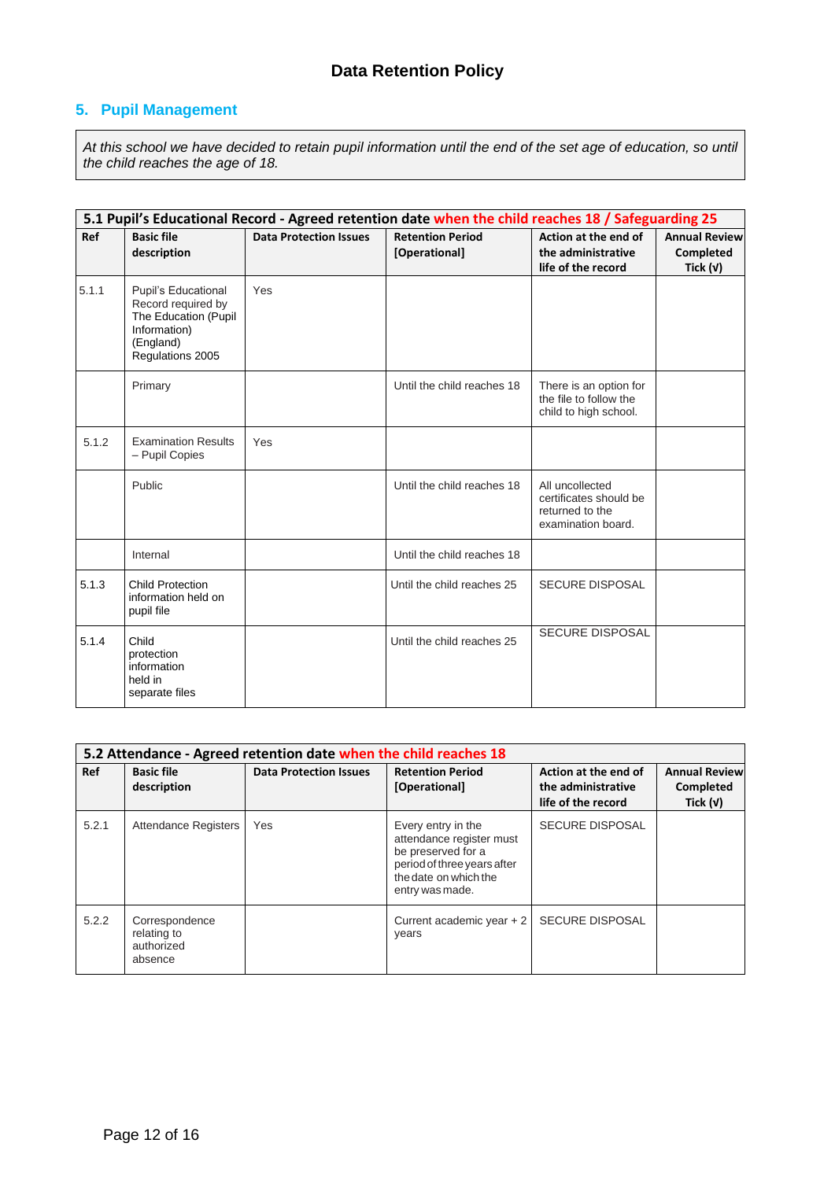## 5. Pupil Management

*At this school we have decided to retain pupil information until the end of the set age of education, so until the child reaches the age of 18.*

| 5.1 Pupil's Educational Record - Agreed retention date when the child reaches 18 / Safeguarding 25 | | | | | |
|---|---|---|---|---|---|
| **Ref** | **Basic file description** | **Data Protection Issues** | **Retention Period [Operational]** | **Action at the end of the administrative life of the record** | **Annual Review Completed Tick (√)** |
| 5.1.1 | Pupil's Educational Record required by The Education (Pupil Information) (England) Regulations 2005 | Yes | | | |
| | Primary | | Until the child reaches 18 | There is an option for the file to follow the child to high school. | |
| 5.1.2 | Examination Results – Pupil Copies | Yes | | | |
| | Public | | Until the child reaches 18 | All uncollected certificates should be returned to the examination board. | |
| | Internal | | Until the child reaches 18 | | |
| 5.1.3 | Child Protection information held on pupil file | | Until the child reaches 25 | SECURE DISPOSAL | |
| 5.1.4 | Child protection information held in separate files | | Until the child reaches 25 | SECURE DISPOSAL | |

| 5.2 Attendance - Agreed retention date when the child reaches 18 | | | | | |
|---|---|---|---|---|---|
| **Ref** | **Basic file description** | **Data Protection Issues** | **Retention Period [Operational]** | **Action at the end of the administrative life of the record** | **Annual Review Completed Tick (√)** |
| 5.2.1 | Attendance Registers | Yes | Every entry in the attendance register must be preserved for a period of three years after the date on which the entry was made. | SECURE DISPOSAL | |
| 5.2.2 | Correspondence relating to authorized absence | | Current academic year + 2 years | SECURE DISPOSAL | |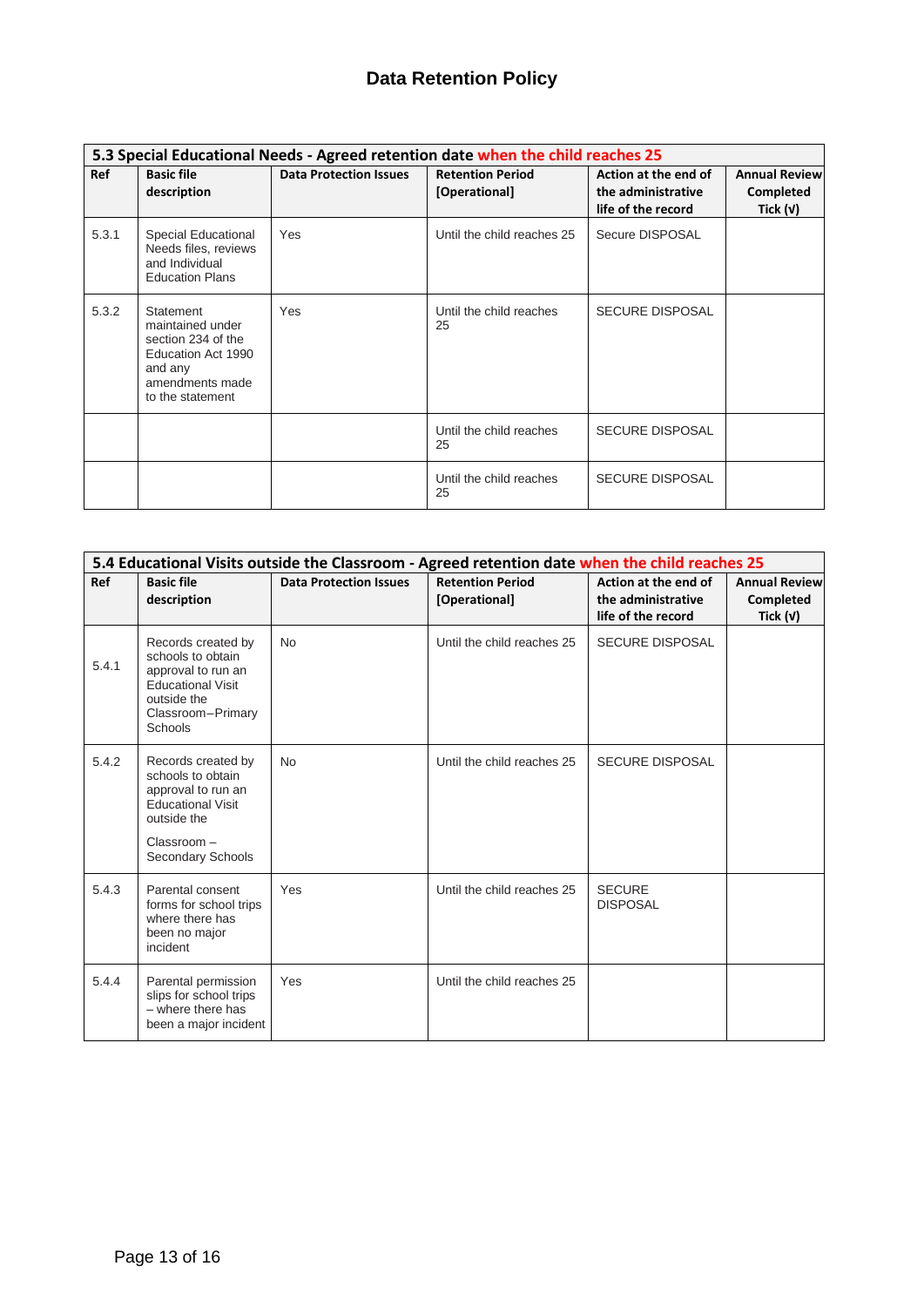# Data Retention Policy

| 5.3 Special Educational Needs - Agreed retention date when the child reaches 25 | | | | | |
|---|---|---|---|---|---|
| **Ref** | **Basic file description** | **Data Protection Issues** | **Retention Period [Operational]** | **Action at the end of the administrative life of the record** | **Annual Review Completed Tick (√)** |
| 5.3.1 | Special Educational Needs files, reviews and Individual Education Plans | Yes | Until the child reaches 25 | Secure DISPOSAL | |
| 5.3.2 | Statement maintained under section 234 of the Education Act 1990 and any amendments made to the statement | Yes | Until the child reaches 25 | SECURE DISPOSAL | |
| | | | Until the child reaches 25 | SECURE DISPOSAL | |
| | | | Until the child reaches 25 | SECURE DISPOSAL | |

| 5.4 Educational Visits outside the Classroom - Agreed retention date when the child reaches 25 | | | | | |
|---|---|---|---|---|---|
| **Ref** | **Basic file description** | **Data Protection Issues** | **Retention Period [Operational]** | **Action at the end of the administrative life of the record** | **Annual Review Completed Tick (√)** |
| 5.4.1 | Records created by schools to obtain approval to run an Educational Visit outside the Classroom–Primary Schools | No | Until the child reaches 25 | SECURE DISPOSAL | |
| 5.4.2 | Records created by schools to obtain approval to run an Educational Visit outside the Classroom – Secondary Schools | No | Until the child reaches 25 | SECURE DISPOSAL | |
| 5.4.3 | Parental consent forms for school trips where there has been no major incident | Yes | Until the child reaches 25 | SECURE DISPOSAL | |
| 5.4.4 | Parental permission slips for school trips – where there has been a major incident | Yes | Until the child reaches 25 | | |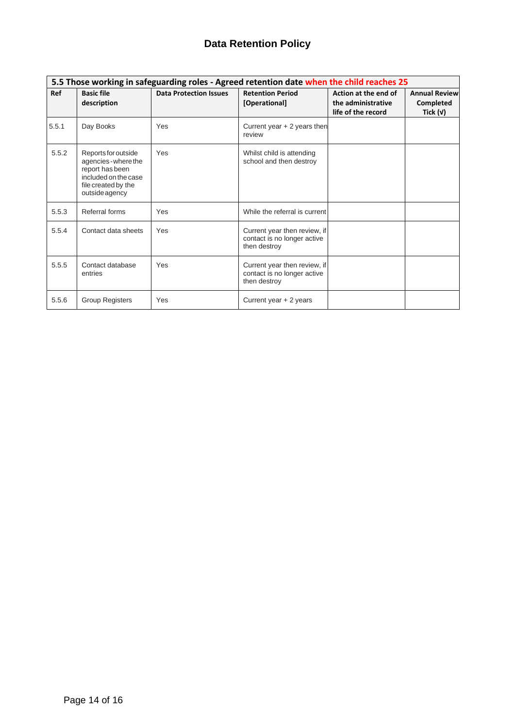# Data Retention Policy

| 5.5 Those working in safeguarding roles - Agreed retention date when the child reaches 25 | | | | | |
|---|---|---|---|---|---|
| **Ref** | **Basic file description** | **Data Protection Issues** | **Retention Period [Operational]** | **Action at the end of the administrative life of the record** | **Annual Review Completed Tick (√)** |
| 5.5.1 | Day Books | Yes | Current year + 2 years then review | | |
| 5.5.2 | Reports for outside agencies - where the report has been included on the case file created by the outside agency | Yes | Whilst child is attending school and then destroy | | |
| 5.5.3 | Referral forms | Yes | While the referral is current | | |
| 5.5.4 | Contact data sheets | Yes | Current year then review, if contact is no longer active then destroy | | |
| 5.5.5 | Contact database entries | Yes | Current year then review, if contact is no longer active then destroy | | |
| 5.5.6 | Group Registers | Yes | Current year + 2 years | | |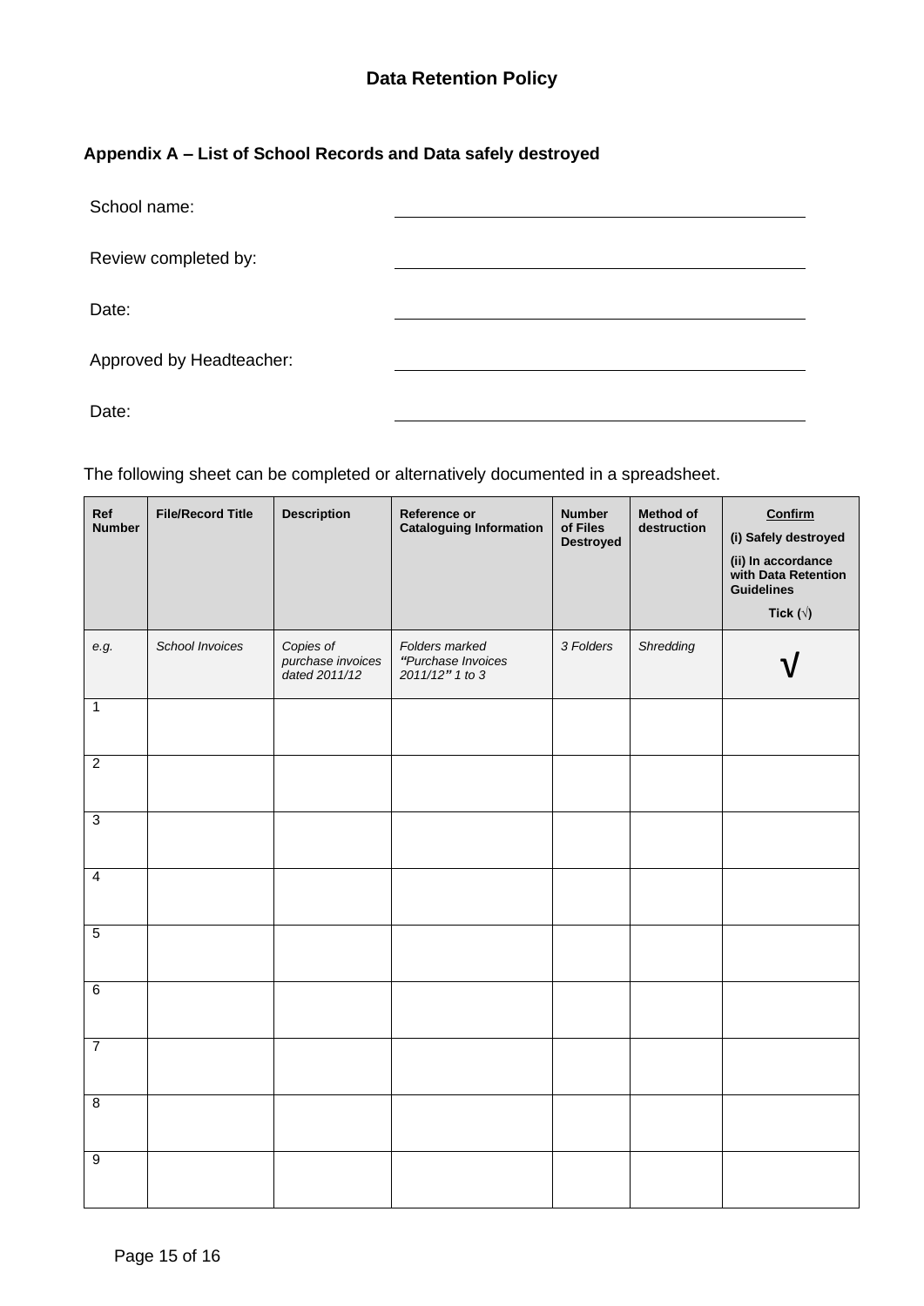# Data Retention Policy

## Appendix A – List of School Records and Data safely destroyed

School name: ______________________

Review completed by: ______________________

Date: ______________________

Approved by Headteacher: ______________________

Date: ______________________

The following sheet can be completed or alternatively documented in a spreadsheet.

| Ref Number | File/Record Title | Description | Reference or Cataloguing Information | Number of Files Destroyed | Method of destruction | **Confirm** (i) Safely destroyed (ii) In accordance with Data Retention Guidelines Tick (√) |
|---|---|---|---|---|---|---|
| *e.g.* | *School Invoices* | *Copies of purchase invoices dated 2011/12* | *Folders marked "Purchase Invoices 2011/12" 1 to 3* | *3 Folders* | *Shredding* | √ |
| 1 | | | | | | |
| 2 | | | | | | |
| 3 | | | | | | |
| 4 | | | | | | |
| 5 | | | | | | |
| 6 | | | | | | |
| 7 | | | | | | |
| 8 | | | | | | |
| 9 | | | | | | |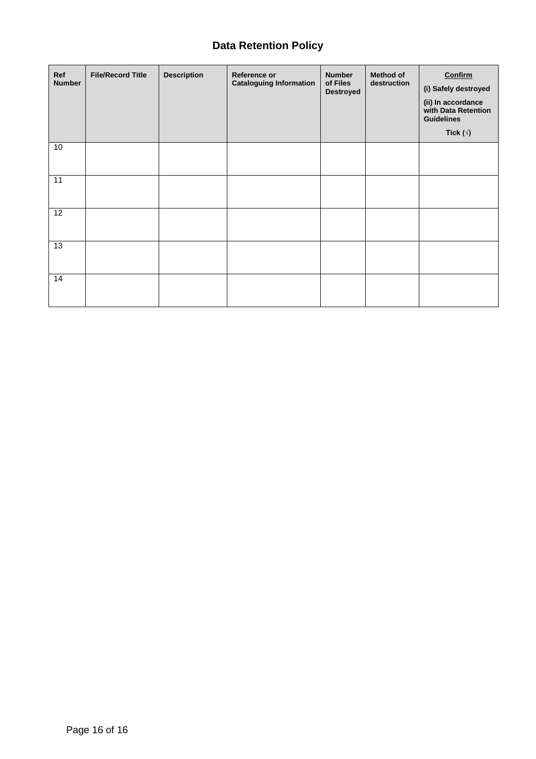# Data Retention Policy

| Ref Number | File/Record Title | Description | Reference or Cataloguing Information | Number of Files Destroyed | Method of destruction | **Confirm** (i) Safely destroyed (ii) In accordance with Data Retention Guidelines Tick (√) |
|---|---|---|---|---|---|---|
| 10 | | | | | | |
| 11 | | | | | | |
| 12 | | | | | | |
| 13 | | | | | | |
| 14 | | | | | | |